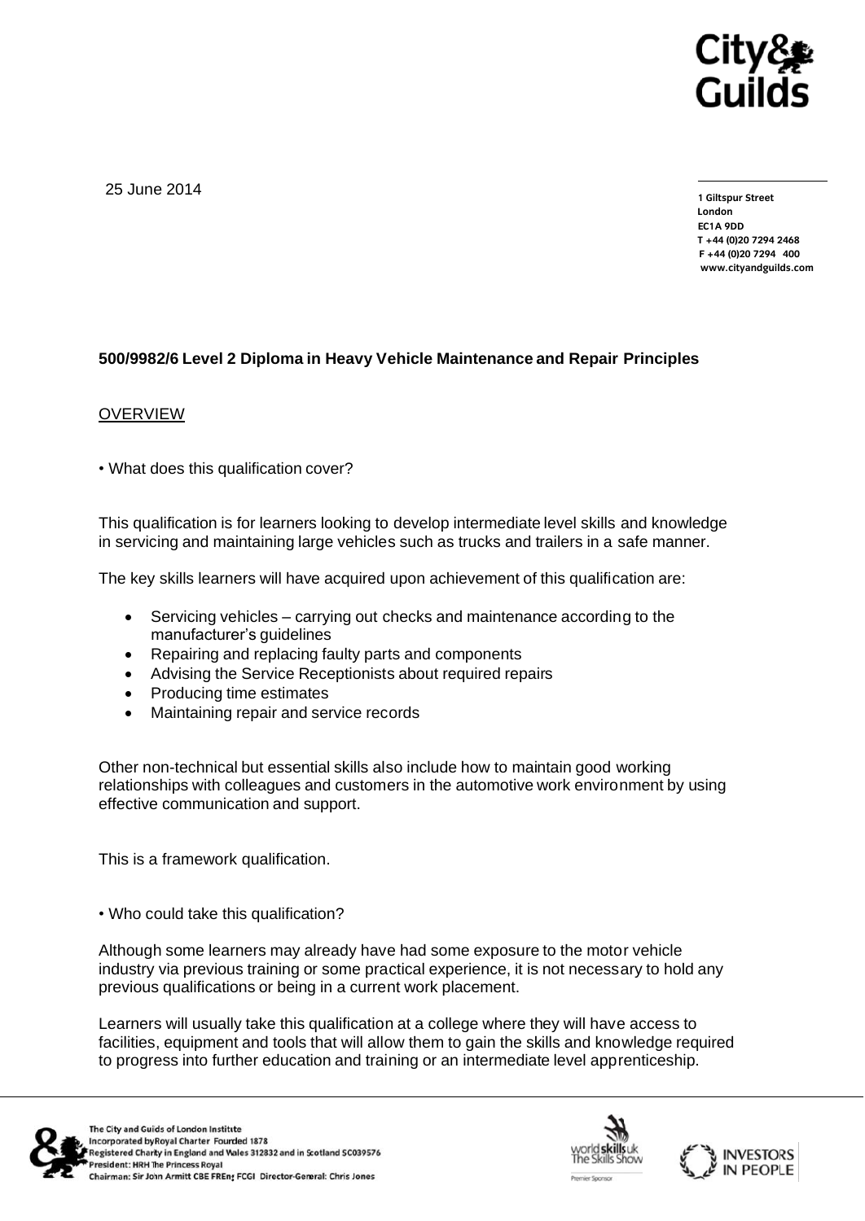25 June 2014

1 Giltspur Street
London
EC1A 9DD
T +44 (0)20 7294 2468
F +44 (0)20 7294 400
www.cityandguilds.com

**500/9982/6 Level 2 Diploma in Heavy Vehicle Maintenance and Repair Principles**

OVERVIEW

• What does this qualification cover?

This qualification is for learners looking to develop intermediate level skills and knowledge in servicing and maintaining large vehicles such as trucks and trailers in a safe manner.

The key skills learners will have acquired upon achievement of this qualification are:

- Servicing vehicles – carrying out checks and maintenance according to the manufacturer's guidelines
- Repairing and replacing faulty parts and components
- Advising the Service Receptionists about required repairs
- Producing time estimates
- Maintaining repair and service records

Other non-technical but essential skills also include how to maintain good working relationships with colleagues and customers in the automotive work environment by using effective communication and support.

This is a framework qualification.

• Who could take this qualification?

Although some learners may already have had some exposure to the motor vehicle industry via previous training or some practical experience, it is not necessary to hold any previous qualifications or being in a current work placement.

Learners will usually take this qualification at a college where they will have access to facilities, equipment and tools that will allow them to gain the skills and knowledge required to progress into further education and training or an intermediate level apprenticeship.

The City and Guilds of London Institute
Incorporated by Royal Charter Founded 1878
Registered Charity in England and Wales 312832 and in Scotland SC039576
President: HRH The Princess Royal
Chairman: Sir John Armitt CBE FREng FCGI Director-General: Chris Jones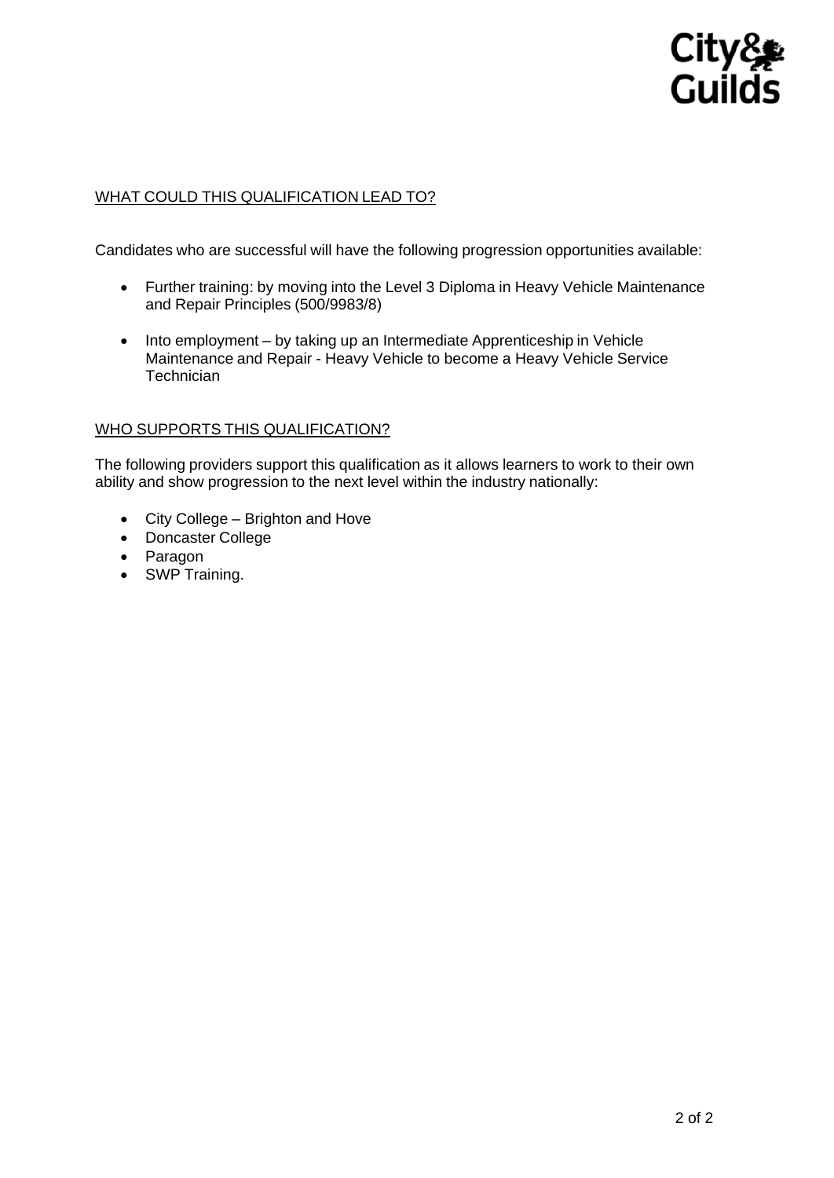## WHAT COULD THIS QUALIFICATION LEAD TO?

Candidates who are successful will have the following progression opportunities available:

- Further training: by moving into the Level 3 Diploma in Heavy Vehicle Maintenance and Repair Principles (500/9983/8)
- Into employment – by taking up an Intermediate Apprenticeship in Vehicle Maintenance and Repair - Heavy Vehicle to become a Heavy Vehicle Service Technician

## WHO SUPPORTS THIS QUALIFICATION?

The following providers support this qualification as it allows learners to work to their own ability and show progression to the next level within the industry nationally:

- City College – Brighton and Hove
- Doncaster College
- Paragon
- SWP Training.